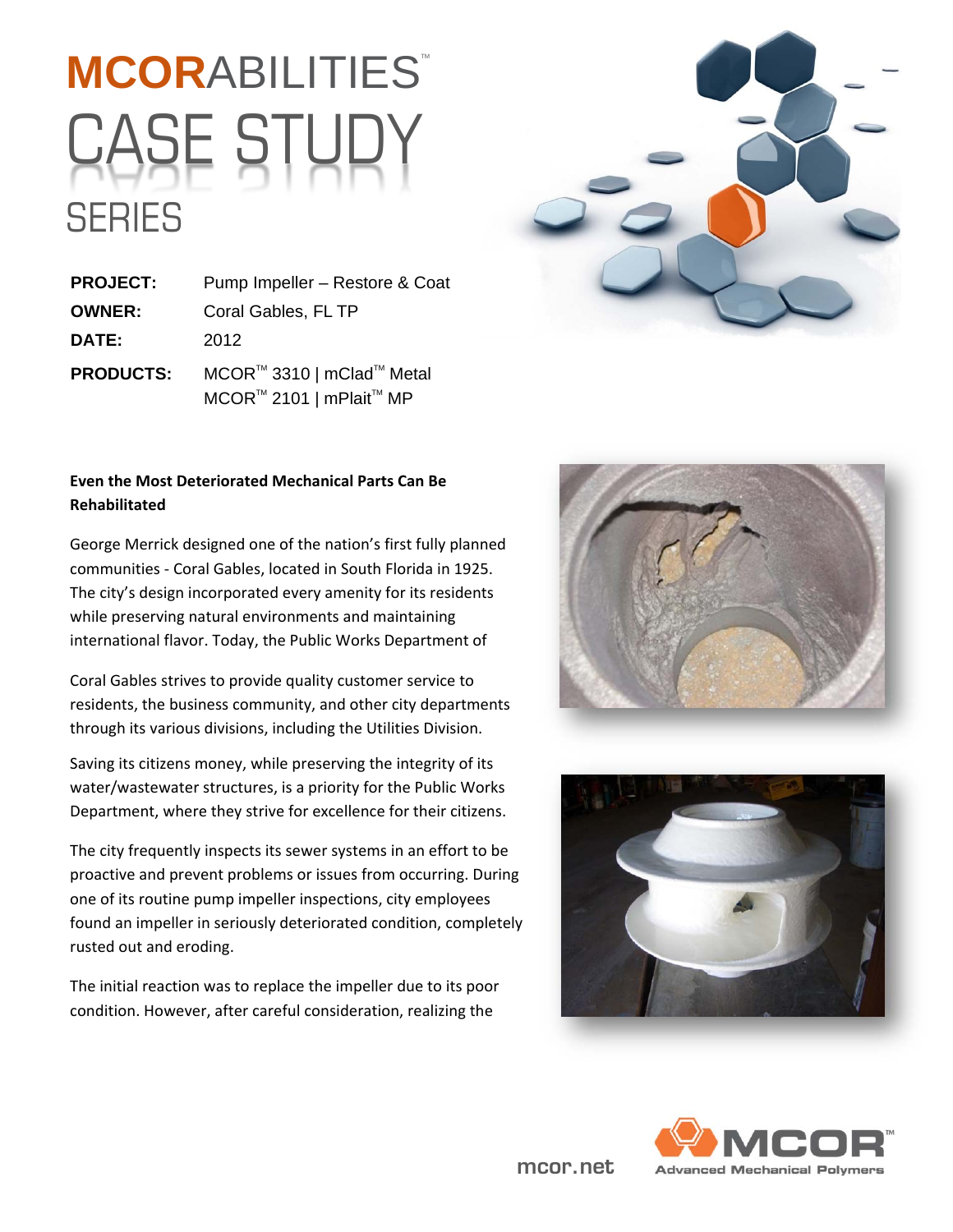# MCORABILITIES™ CASE STUDY SERIES

| | |
|---|---|
| **PROJECT:** | Pump Impeller – Restore & Coat |
| **OWNER:** | Coral Gables, FL TP |
| **DATE:** | 2012 |
| **PRODUCTS:** | MCOR™ 3310 \| mClad™ Metal<br>MCOR™ 2101 \| mPlait™ MP |

**Even the Most Deteriorated Mechanical Parts Can Be Rehabilitated**

George Merrick designed one of the nation's first fully planned communities - Coral Gables, located in South Florida in 1925. The city's design incorporated every amenity for its residents while preserving natural environments and maintaining international flavor. Today, the Public Works Department of Coral Gables strives to provide quality customer service to residents, the business community, and other city departments through its various divisions, including the Utilities Division.

Saving its citizens money, while preserving the integrity of its water/wastewater structures, is a priority for the Public Works Department, where they strive for excellence for their citizens.

The city frequently inspects its sewer systems in an effort to be proactive and prevent problems or issues from occurring. During one of its routine pump impeller inspections, city employees found an impeller in seriously deteriorated condition, completely rusted out and eroding.

The initial reaction was to replace the impeller due to its poor condition. However, after careful consideration, realizing the

mcor.net

MCOR™ Advanced Mechanical Polymers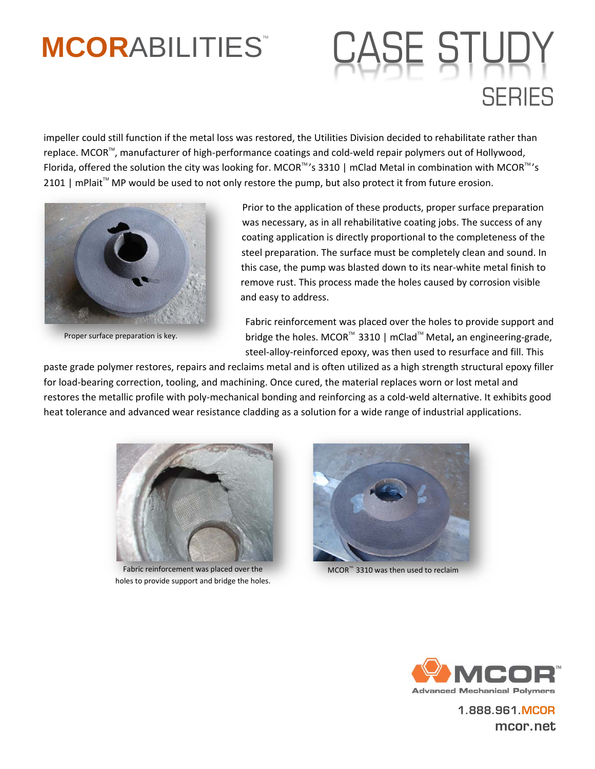impeller could still function if the metal loss was restored, the Utilities Division decided to rehabilitate rather than replace. MCOR™, manufacturer of high-performance coatings and cold-weld repair polymers out of Hollywood, Florida, offered the solution the city was looking for. MCOR™'s 3310 | mClad Metal in combination with MCOR™'s 2101 | mPlait™ MP would be used to not only restore the pump, but also protect it from future erosion.

Proper surface preparation is key.

Prior to the application of these products, proper surface preparation was necessary, as in all rehabilitative coating jobs. The success of any coating application is directly proportional to the completeness of the steel preparation. The surface must be completely clean and sound. In this case, the pump was blasted down to its near-white metal finish to remove rust. This process made the holes caused by corrosion visible and easy to address.

Fabric reinforcement was placed over the holes to provide support and bridge the holes. MCOR™ 3310 | mClad™ Metal**,** an engineering-grade, steel-alloy-reinforced epoxy, was then used to resurface and fill. This paste grade polymer restores, repairs and reclaims metal and is often utilized as a high strength structural epoxy filler for load-bearing correction, tooling, and machining. Once cured, the material replaces worn or lost metal and restores the metallic profile with poly-mechanical bonding and reinforcing as a cold-weld alternative. It exhibits good heat tolerance and advanced wear resistance cladding as a solution for a wide range of industrial applications.

Fabric reinforcement was placed over the holes to provide support and bridge the holes.

MCOR™ 3310 was then used to reclaim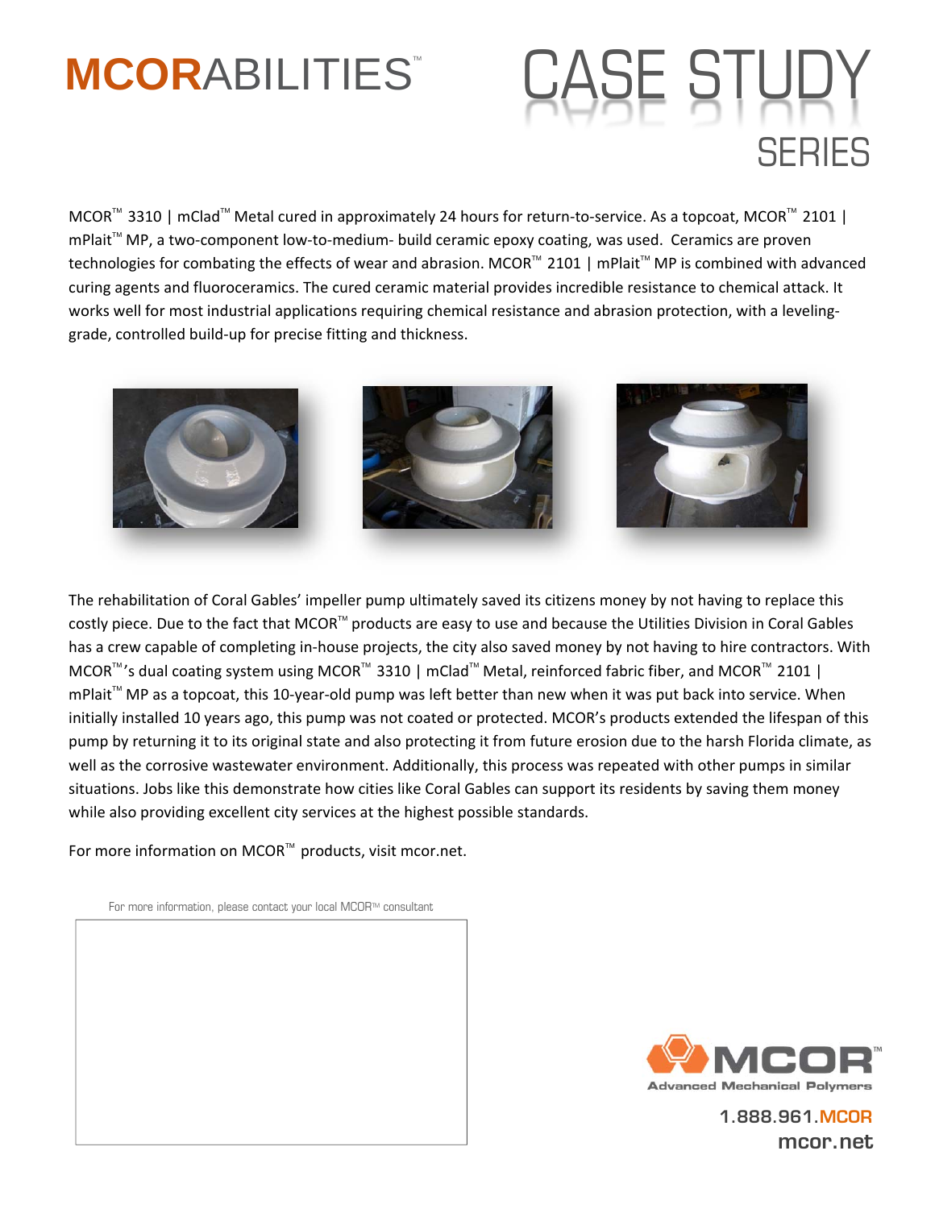# MCORABILITIES™ CASE STUDY SERIES

MCOR™ 3310 | mClad™ Metal cured in approximately 24 hours for return-to-service. As a topcoat, MCOR™ 2101 | mPlait™ MP, a two-component low-to-medium- build ceramic epoxy coating, was used. Ceramics are proven technologies for combating the effects of wear and abrasion. MCOR™ 2101 | mPlait™ MP is combined with advanced curing agents and fluoroceramics. The cured ceramic material provides incredible resistance to chemical attack. It works well for most industrial applications requiring chemical resistance and abrasion protection, with a leveling-grade, controlled build-up for precise fitting and thickness.

The rehabilitation of Coral Gables' impeller pump ultimately saved its citizens money by not having to replace this costly piece. Due to the fact that MCOR™ products are easy to use and because the Utilities Division in Coral Gables has a crew capable of completing in-house projects, the city also saved money by not having to hire contractors. With MCOR™'s dual coating system using MCOR™ 3310 | mClad™ Metal, reinforced fabric fiber, and MCOR™ 2101 | mPlait™ MP as a topcoat, this 10-year-old pump was left better than new when it was put back into service. When initially installed 10 years ago, this pump was not coated or protected. MCOR's products extended the lifespan of this pump by returning it to its original state and also protecting it from future erosion due to the harsh Florida climate, as well as the corrosive wastewater environment. Additionally, this process was repeated with other pumps in similar situations. Jobs like this demonstrate how cities like Coral Gables can support its residents by saving them money while also providing excellent city services at the highest possible standards.

For more information on MCOR™ products, visit mcor.net.

For more information, please contact your local MCOR™ consultant

MCOR™ Advanced Mechanical Polymers

1.888.961.MCOR

mcor.net